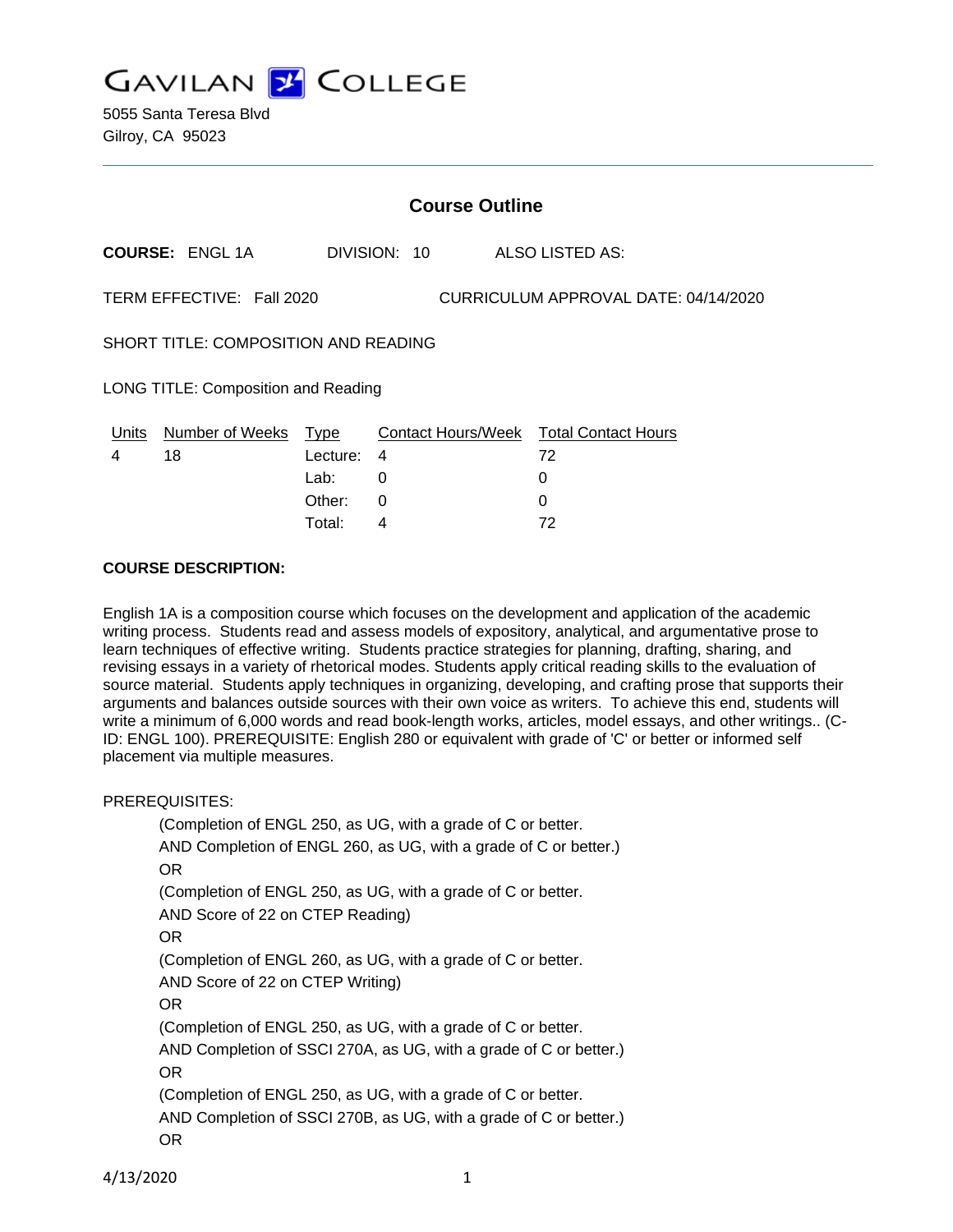# GAVILAN COLLEGE

5055 Santa Teresa Blvd
Gilroy, CA 95023

---

## Course Outline

**COURSE:** ENGL 1A    DIVISION: 10    ALSO LISTED AS:

TERM EFFECTIVE: Fall 2020    CURRICULUM APPROVAL DATE: 04/14/2020

SHORT TITLE: COMPOSITION AND READING

LONG TITLE: Composition and Reading

| Units | Number of Weeks | Type | Contact Hours/Week | Total Contact Hours |
|---|---|---|---|---|
| 4 | 18 | Lecture: | 4 | 72 |
| | | Lab: | 0 | 0 |
| | | Other: | 0 | 0 |
| | | Total: | 4 | 72 |

**COURSE DESCRIPTION:**

English 1A is a composition course which focuses on the development and application of the academic writing process. Students read and assess models of expository, analytical, and argumentative prose to learn techniques of effective writing. Students practice strategies for planning, drafting, sharing, and revising essays in a variety of rhetorical modes. Students apply critical reading skills to the evaluation of source material. Students apply techniques in organizing, developing, and crafting prose that supports their arguments and balances outside sources with their own voice as writers. To achieve this end, students will write a minimum of 6,000 words and read book-length works, articles, model essays, and other writings.. (C-ID: ENGL 100). PREREQUISITE: English 280 or equivalent with grade of 'C' or better or informed self placement via multiple measures.

PREREQUISITES:

(Completion of ENGL 250, as UG, with a grade of C or better.
AND Completion of ENGL 260, as UG, with a grade of C or better.)
OR
(Completion of ENGL 250, as UG, with a grade of C or better.
AND Score of 22 on CTEP Reading)
OR
(Completion of ENGL 260, as UG, with a grade of C or better.
AND Score of 22 on CTEP Writing)
OR
(Completion of ENGL 250, as UG, with a grade of C or better.
AND Completion of SSCI 270A, as UG, with a grade of C or better.)
OR
(Completion of ENGL 250, as UG, with a grade of C or better.
AND Completion of SSCI 270B, as UG, with a grade of C or better.)
OR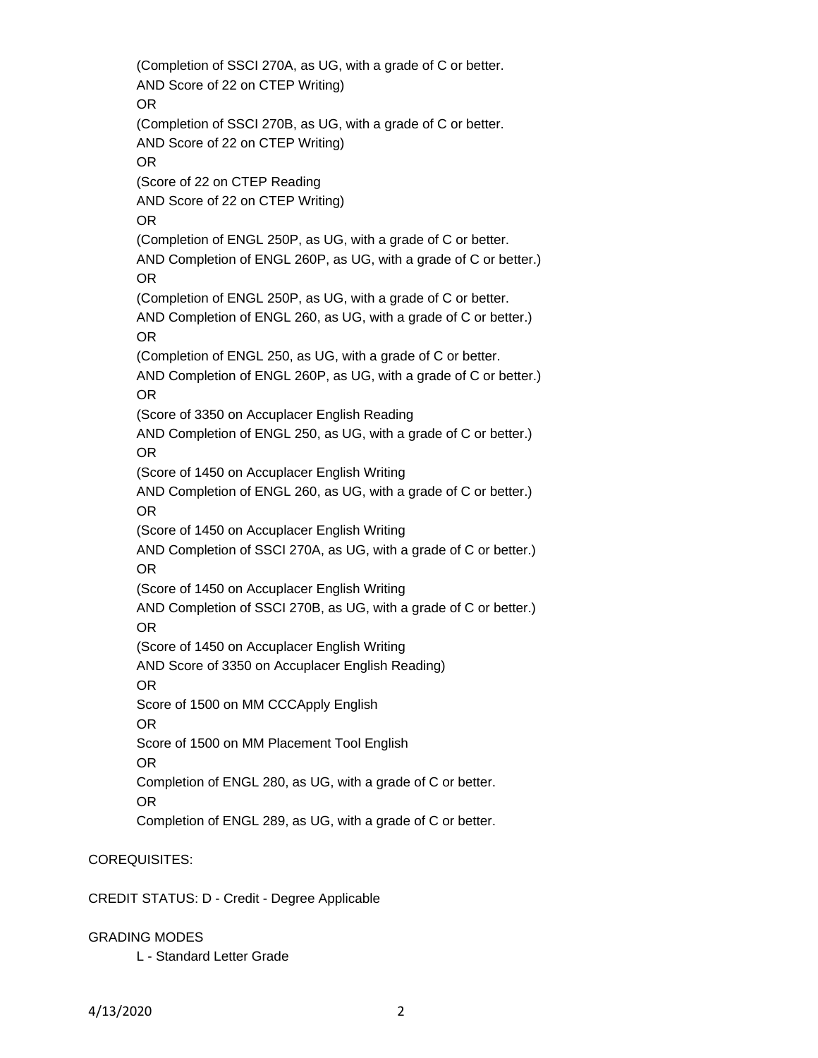(Completion of SSCI 270A, as UG, with a grade of C or better.
AND Score of 22 on CTEP Writing)
OR
(Completion of SSCI 270B, as UG, with a grade of C or better.
AND Score of 22 on CTEP Writing)
OR
(Score of 22 on CTEP Reading
AND Score of 22 on CTEP Writing)
OR
(Completion of ENGL 250P, as UG, with a grade of C or better.
AND Completion of ENGL 260P, as UG, with a grade of C or better.)
OR
(Completion of ENGL 250P, as UG, with a grade of C or better.
AND Completion of ENGL 260, as UG, with a grade of C or better.)
OR
(Completion of ENGL 250, as UG, with a grade of C or better.
AND Completion of ENGL 260P, as UG, with a grade of C or better.)
OR
(Score of 3350 on Accuplacer English Reading
AND Completion of ENGL 250, as UG, with a grade of C or better.)
OR
(Score of 1450 on Accuplacer English Writing
AND Completion of ENGL 260, as UG, with a grade of C or better.)
OR
(Score of 1450 on Accuplacer English Writing
AND Completion of SSCI 270A, as UG, with a grade of C or better.)
OR
(Score of 1450 on Accuplacer English Writing
AND Completion of SSCI 270B, as UG, with a grade of C or better.)
OR
(Score of 1450 on Accuplacer English Writing
AND Score of 3350 on Accuplacer English Reading)
OR
Score of 1500 on MM CCCApply English
OR
Score of 1500 on MM Placement Tool English
OR
Completion of ENGL 280, as UG, with a grade of C or better.
OR
Completion of ENGL 289, as UG, with a grade of C or better.

COREQUISITES:

CREDIT STATUS: D - Credit - Degree Applicable

GRADING MODES

L - Standard Letter Grade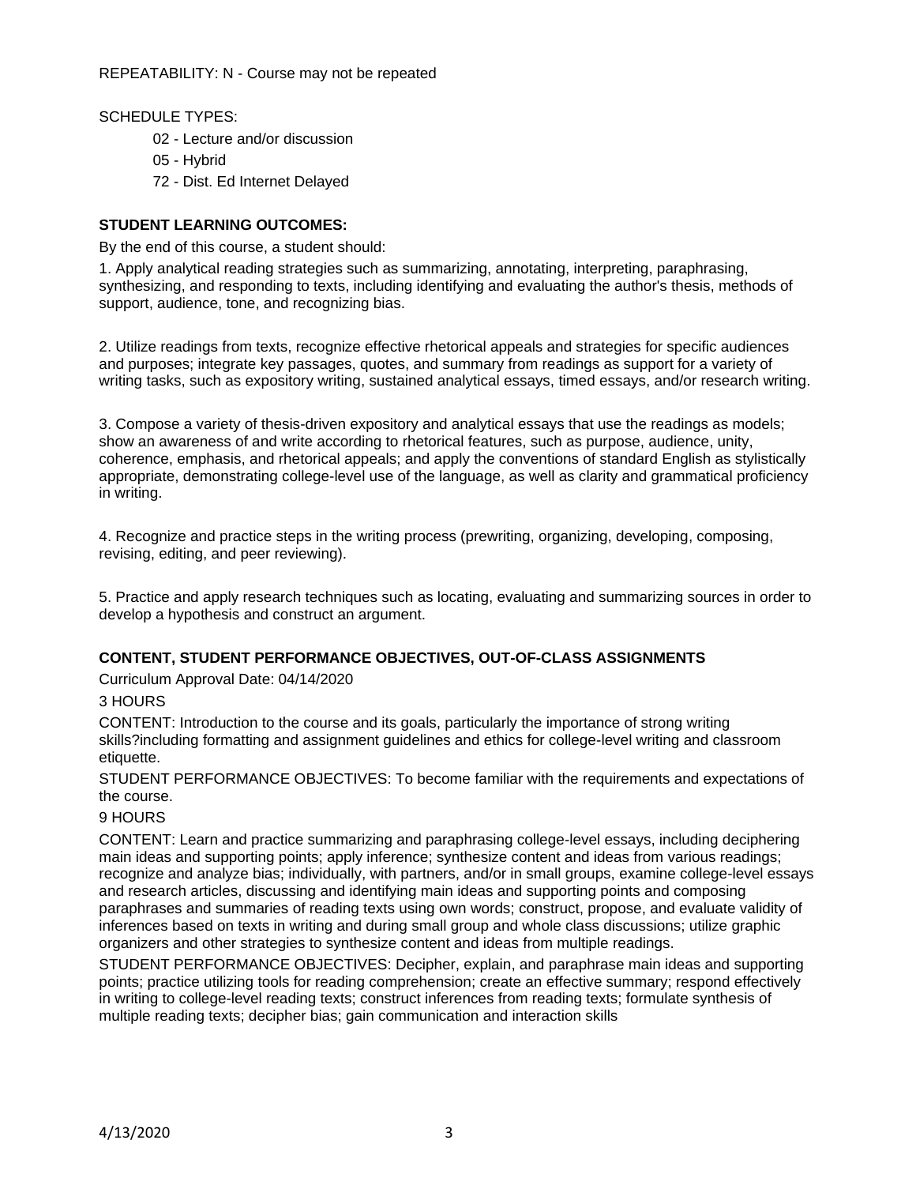REPEATABILITY: N - Course may not be repeated

SCHEDULE TYPES:

- 02 - Lecture and/or discussion
- 05 - Hybrid
- 72 - Dist. Ed Internet Delayed

**STUDENT LEARNING OUTCOMES:**

By the end of this course, a student should:

1. Apply analytical reading strategies such as summarizing, annotating, interpreting, paraphrasing, synthesizing, and responding to texts, including identifying and evaluating the author's thesis, methods of support, audience, tone, and recognizing bias.

2. Utilize readings from texts, recognize effective rhetorical appeals and strategies for specific audiences and purposes; integrate key passages, quotes, and summary from readings as support for a variety of writing tasks, such as expository writing, sustained analytical essays, timed essays, and/or research writing.

3. Compose a variety of thesis-driven expository and analytical essays that use the readings as models; show an awareness of and write according to rhetorical features, such as purpose, audience, unity, coherence, emphasis, and rhetorical appeals; and apply the conventions of standard English as stylistically appropriate, demonstrating college-level use of the language, as well as clarity and grammatical proficiency in writing.

4. Recognize and practice steps in the writing process (prewriting, organizing, developing, composing, revising, editing, and peer reviewing).

5. Practice and apply research techniques such as locating, evaluating and summarizing sources in order to develop a hypothesis and construct an argument.

**CONTENT, STUDENT PERFORMANCE OBJECTIVES, OUT-OF-CLASS ASSIGNMENTS**

Curriculum Approval Date: 04/14/2020

3 HOURS

CONTENT: Introduction to the course and its goals, particularly the importance of strong writing skills?including formatting and assignment guidelines and ethics for college-level writing and classroom etiquette.

STUDENT PERFORMANCE OBJECTIVES: To become familiar with the requirements and expectations of the course.

9 HOURS

CONTENT: Learn and practice summarizing and paraphrasing college-level essays, including deciphering main ideas and supporting points; apply inference; synthesize content and ideas from various readings; recognize and analyze bias; individually, with partners, and/or in small groups, examine college-level essays and research articles, discussing and identifying main ideas and supporting points and composing paraphrases and summaries of reading texts using own words; construct, propose, and evaluate validity of inferences based on texts in writing and during small group and whole class discussions; utilize graphic organizers and other strategies to synthesize content and ideas from multiple readings.

STUDENT PERFORMANCE OBJECTIVES: Decipher, explain, and paraphrase main ideas and supporting points; practice utilizing tools for reading comprehension; create an effective summary; respond effectively in writing to college-level reading texts; construct inferences from reading texts; formulate synthesis of multiple reading texts; decipher bias; gain communication and interaction skills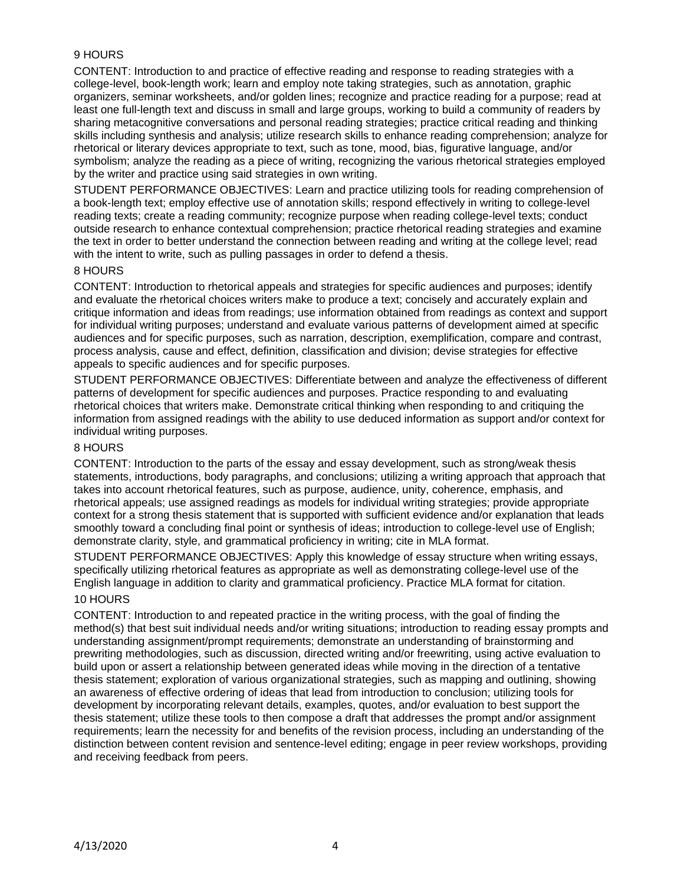9 HOURS

CONTENT: Introduction to and practice of effective reading and response to reading strategies with a college-level, book-length work; learn and employ note taking strategies, such as annotation, graphic organizers, seminar worksheets, and/or golden lines; recognize and practice reading for a purpose; read at least one full-length text and discuss in small and large groups, working to build a community of readers by sharing metacognitive conversations and personal reading strategies; practice critical reading and thinking skills including synthesis and analysis; utilize research skills to enhance reading comprehension; analyze for rhetorical or literary devices appropriate to text, such as tone, mood, bias, figurative language, and/or symbolism; analyze the reading as a piece of writing, recognizing the various rhetorical strategies employed by the writer and practice using said strategies in own writing.

STUDENT PERFORMANCE OBJECTIVES: Learn and practice utilizing tools for reading comprehension of a book-length text; employ effective use of annotation skills; respond effectively in writing to college-level reading texts; create a reading community; recognize purpose when reading college-level texts; conduct outside research to enhance contextual comprehension; practice rhetorical reading strategies and examine the text in order to better understand the connection between reading and writing at the college level; read with the intent to write, such as pulling passages in order to defend a thesis.

8 HOURS

CONTENT: Introduction to rhetorical appeals and strategies for specific audiences and purposes; identify and evaluate the rhetorical choices writers make to produce a text; concisely and accurately explain and critique information and ideas from readings; use information obtained from readings as context and support for individual writing purposes; understand and evaluate various patterns of development aimed at specific audiences and for specific purposes, such as narration, description, exemplification, compare and contrast, process analysis, cause and effect, definition, classification and division; devise strategies for effective appeals to specific audiences and for specific purposes.

STUDENT PERFORMANCE OBJECTIVES: Differentiate between and analyze the effectiveness of different patterns of development for specific audiences and purposes. Practice responding to and evaluating rhetorical choices that writers make. Demonstrate critical thinking when responding to and critiquing the information from assigned readings with the ability to use deduced information as support and/or context for individual writing purposes.

8 HOURS

CONTENT: Introduction to the parts of the essay and essay development, such as strong/weak thesis statements, introductions, body paragraphs, and conclusions; utilizing a writing approach that approach that takes into account rhetorical features, such as purpose, audience, unity, coherence, emphasis, and rhetorical appeals; use assigned readings as models for individual writing strategies; provide appropriate context for a strong thesis statement that is supported with sufficient evidence and/or explanation that leads smoothly toward a concluding final point or synthesis of ideas; introduction to college-level use of English; demonstrate clarity, style, and grammatical proficiency in writing; cite in MLA format.

STUDENT PERFORMANCE OBJECTIVES: Apply this knowledge of essay structure when writing essays, specifically utilizing rhetorical features as appropriate as well as demonstrating college-level use of the English language in addition to clarity and grammatical proficiency. Practice MLA format for citation.

10 HOURS

CONTENT: Introduction to and repeated practice in the writing process, with the goal of finding the method(s) that best suit individual needs and/or writing situations; introduction to reading essay prompts and understanding assignment/prompt requirements; demonstrate an understanding of brainstorming and prewriting methodologies, such as discussion, directed writing and/or freewriting, using active evaluation to build upon or assert a relationship between generated ideas while moving in the direction of a tentative thesis statement; exploration of various organizational strategies, such as mapping and outlining, showing an awareness of effective ordering of ideas that lead from introduction to conclusion; utilizing tools for development by incorporating relevant details, examples, quotes, and/or evaluation to best support the thesis statement; utilize these tools to then compose a draft that addresses the prompt and/or assignment requirements; learn the necessity for and benefits of the revision process, including an understanding of the distinction between content revision and sentence-level editing; engage in peer review workshops, providing and receiving feedback from peers.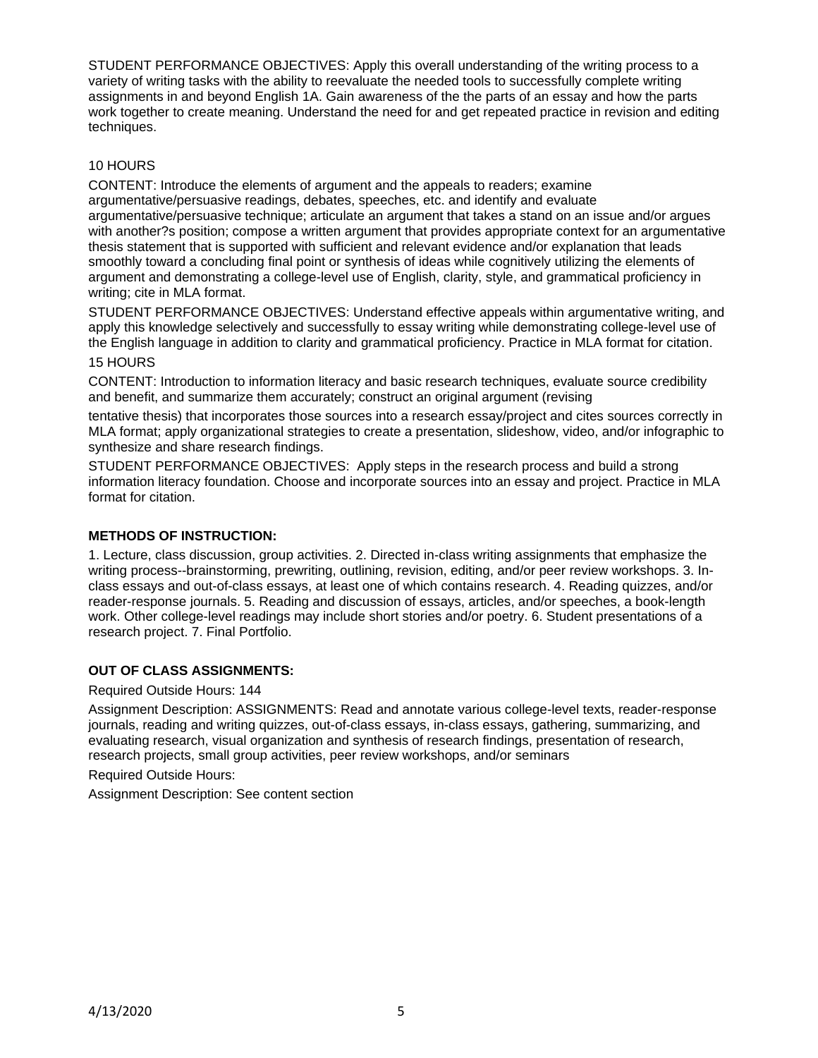STUDENT PERFORMANCE OBJECTIVES: Apply this overall understanding of the writing process to a variety of writing tasks with the ability to reevaluate the needed tools to successfully complete writing assignments in and beyond English 1A. Gain awareness of the the parts of an essay and how the parts work together to create meaning. Understand the need for and get repeated practice in revision and editing techniques.

10 HOURS

CONTENT: Introduce the elements of argument and the appeals to readers; examine argumentative/persuasive readings, debates, speeches, etc. and identify and evaluate argumentative/persuasive technique; articulate an argument that takes a stand on an issue and/or argues with another?s position; compose a written argument that provides appropriate context for an argumentative thesis statement that is supported with sufficient and relevant evidence and/or explanation that leads smoothly toward a concluding final point or synthesis of ideas while cognitively utilizing the elements of argument and demonstrating a college-level use of English, clarity, style, and grammatical proficiency in writing; cite in MLA format.

STUDENT PERFORMANCE OBJECTIVES: Understand effective appeals within argumentative writing, and apply this knowledge selectively and successfully to essay writing while demonstrating college-level use of the English language in addition to clarity and grammatical proficiency. Practice in MLA format for citation.

15 HOURS

CONTENT: Introduction to information literacy and basic research techniques, evaluate source credibility and benefit, and summarize them accurately; construct an original argument (revising tentative thesis) that incorporates those sources into a research essay/project and cites sources correctly in MLA format; apply organizational strategies to create a presentation, slideshow, video, and/or infographic to synthesize and share research findings.

STUDENT PERFORMANCE OBJECTIVES: Apply steps in the research process and build a strong information literacy foundation. Choose and incorporate sources into an essay and project. Practice in MLA format for citation.

**METHODS OF INSTRUCTION:**

1. Lecture, class discussion, group activities. 2. Directed in-class writing assignments that emphasize the writing process--brainstorming, prewriting, outlining, revision, editing, and/or peer review workshops. 3. In-class essays and out-of-class essays, at least one of which contains research. 4. Reading quizzes, and/or reader-response journals. 5. Reading and discussion of essays, articles, and/or speeches, a book-length work. Other college-level readings may include short stories and/or poetry. 6. Student presentations of a research project. 7. Final Portfolio.

**OUT OF CLASS ASSIGNMENTS:**

Required Outside Hours: 144

Assignment Description: ASSIGNMENTS: Read and annotate various college-level texts, reader-response journals, reading and writing quizzes, out-of-class essays, in-class essays, gathering, summarizing, and evaluating research, visual organization and synthesis of research findings, presentation of research, research projects, small group activities, peer review workshops, and/or seminars

Required Outside Hours:

Assignment Description: See content section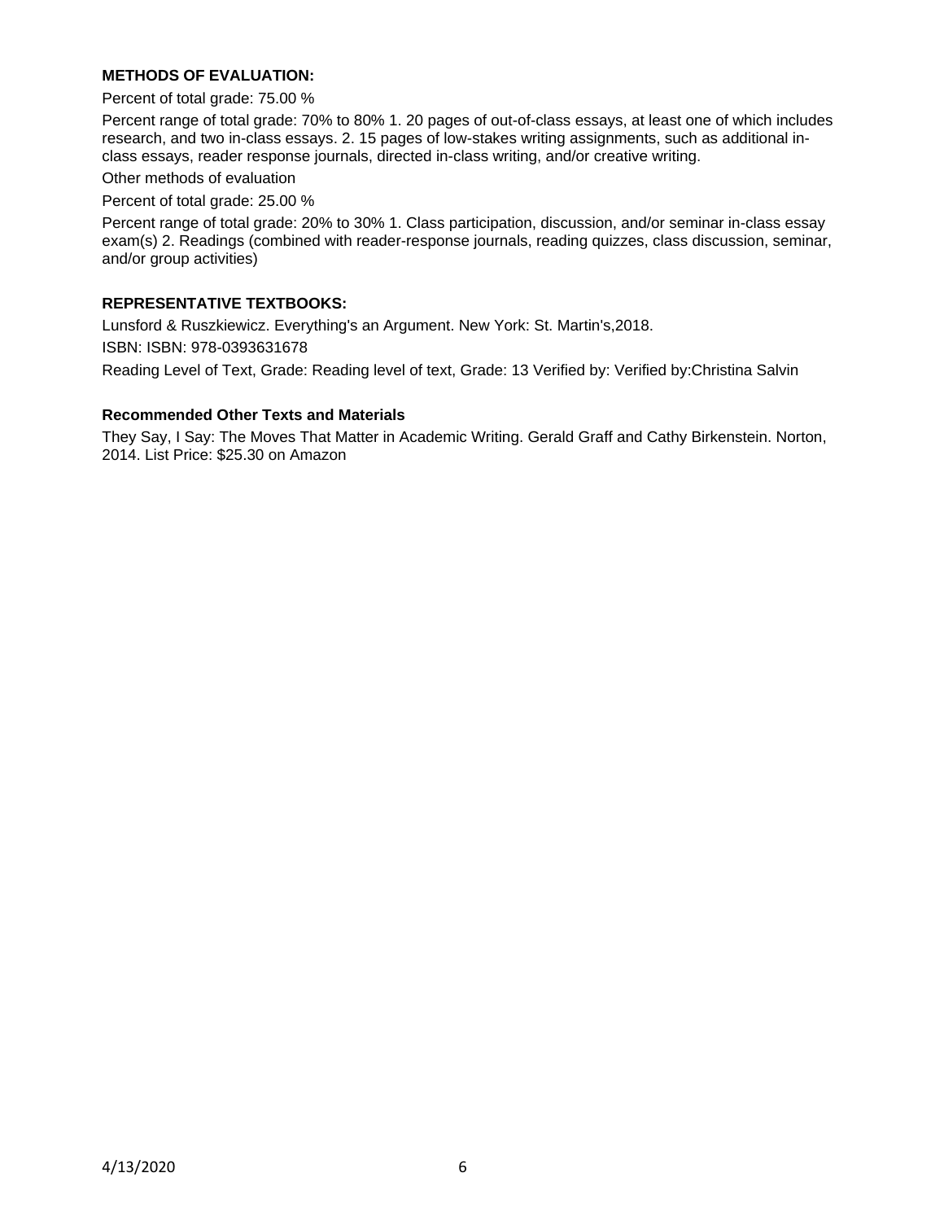**METHODS OF EVALUATION:**

Percent of total grade: 75.00 %

Percent range of total grade: 70% to 80% 1. 20 pages of out-of-class essays, at least one of which includes research, and two in-class essays. 2. 15 pages of low-stakes writing assignments, such as additional in-class essays, reader response journals, directed in-class writing, and/or creative writing.

Other methods of evaluation

Percent of total grade: 25.00 %

Percent range of total grade: 20% to 30% 1. Class participation, discussion, and/or seminar in-class essay exam(s) 2. Readings (combined with reader-response journals, reading quizzes, class discussion, seminar, and/or group activities)

**REPRESENTATIVE TEXTBOOKS:**

Lunsford & Ruszkiewicz. Everything's an Argument. New York: St. Martin's,2018.

ISBN: ISBN: 978-0393631678

Reading Level of Text, Grade: Reading level of text, Grade: 13 Verified by: Verified by:Christina Salvin

**Recommended Other Texts and Materials**

They Say, I Say: The Moves That Matter in Academic Writing. Gerald Graff and Cathy Birkenstein. Norton, 2014. List Price: $25.30 on Amazon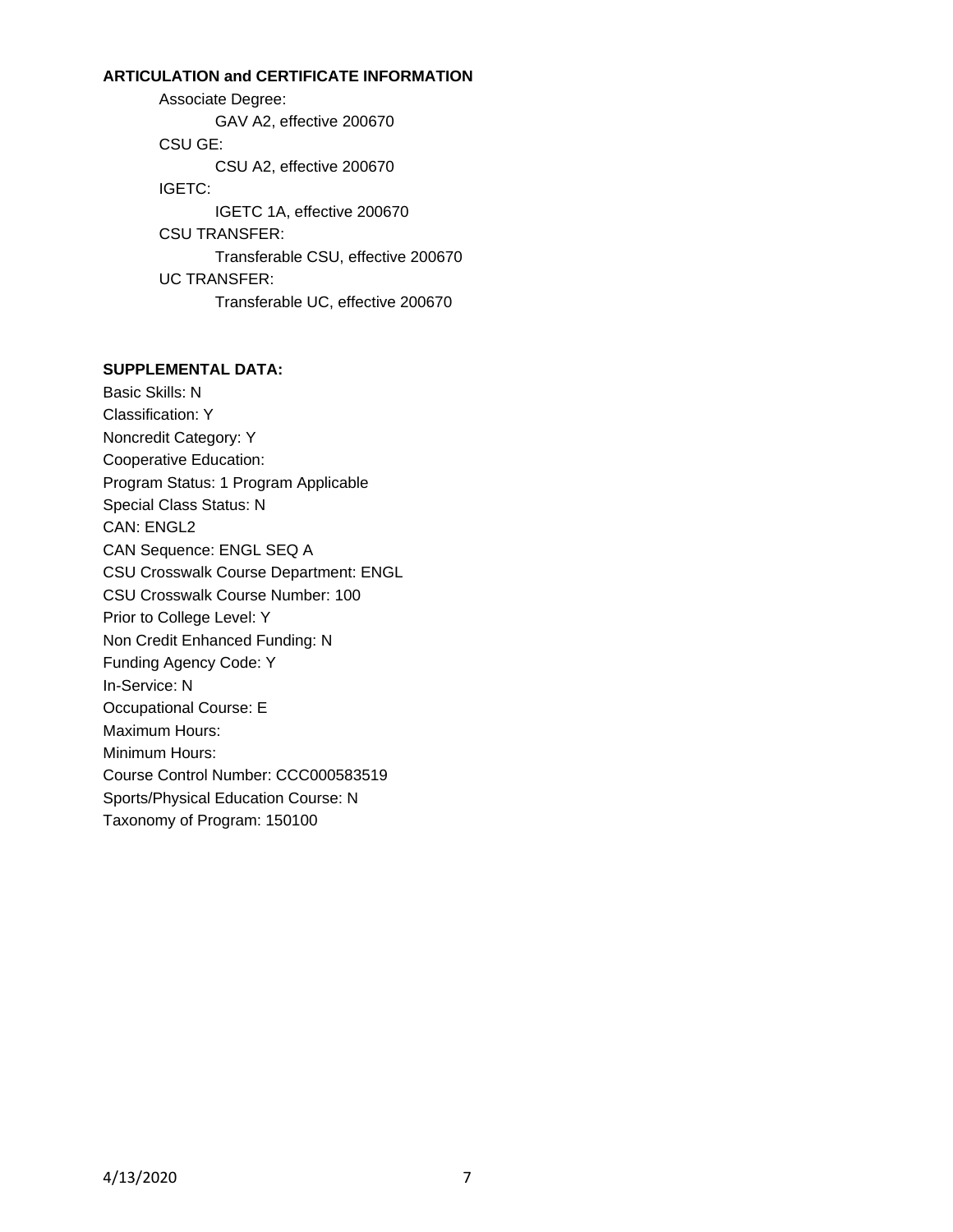**ARTICULATION and CERTIFICATE INFORMATION**

Associate Degree:

GAV A2, effective 200670

CSU GE:

CSU A2, effective 200670

IGETC:

IGETC 1A, effective 200670

CSU TRANSFER:

Transferable CSU, effective 200670

UC TRANSFER:

Transferable UC, effective 200670

**SUPPLEMENTAL DATA:**

Basic Skills: N
Classification: Y
Noncredit Category: Y
Cooperative Education:
Program Status: 1 Program Applicable
Special Class Status: N
CAN: ENGL2
CAN Sequence: ENGL SEQ A
CSU Crosswalk Course Department: ENGL
CSU Crosswalk Course Number: 100
Prior to College Level: Y
Non Credit Enhanced Funding: N
Funding Agency Code: Y
In-Service: N
Occupational Course: E
Maximum Hours:
Minimum Hours:
Course Control Number: CCC000583519
Sports/Physical Education Course: N
Taxonomy of Program: 150100